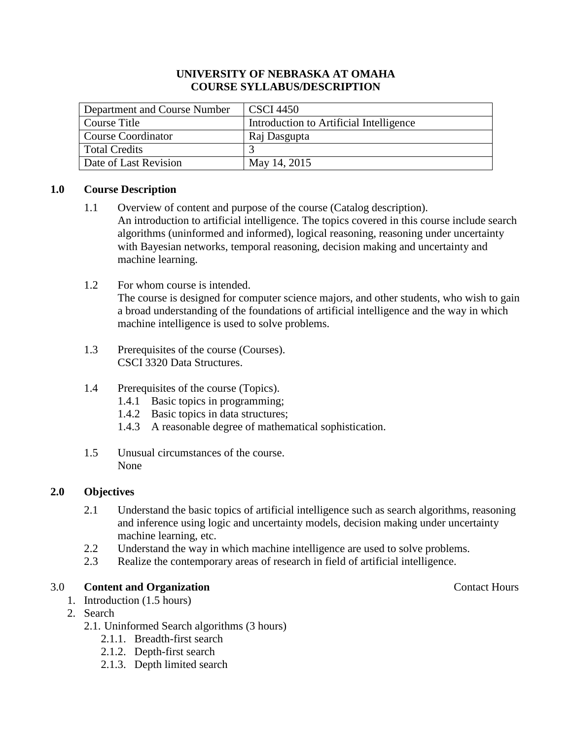**UNIVERSITY OF NEBRASKA AT OMAHA**
**COURSE SYLLABUS/DESCRIPTION**

| Department and Course Number | CSCI 4450 |
|---|---|
| Course Title | Introduction to Artificial Intelligence |
| Course Coordinator | Raj Dasgupta |
| Total Credits | 3 |
| Date of Last Revision | May 14, 2015 |

## 1.0 Course Description

1.1 Overview of content and purpose of the course (Catalog description).
An introduction to artificial intelligence. The topics covered in this course include search algorithms (uninformed and informed), logical reasoning, reasoning under uncertainty with Bayesian networks, temporal reasoning, decision making and uncertainty and machine learning.

1.2 For whom course is intended.
The course is designed for computer science majors, and other students, who wish to gain a broad understanding of the foundations of artificial intelligence and the way in which machine intelligence is used to solve problems.

1.3 Prerequisites of the course (Courses).
CSCI 3320 Data Structures.

1.4 Prerequisites of the course (Topics).
- 1.4.1 Basic topics in programming;
- 1.4.2 Basic topics in data structures;
- 1.4.3 A reasonable degree of mathematical sophistication.

1.5 Unusual circumstances of the course.
None

## 2.0 Objectives

2.1 Understand the basic topics of artificial intelligence such as search algorithms, reasoning and inference using logic and uncertainty models, decision making under uncertainty machine learning, etc.

2.2 Understand the way in which machine intelligence are used to solve problems.

2.3 Realize the contemporary areas of research in field of artificial intelligence.

## 3.0 Content and Organization

Contact Hours

1. Introduction (1.5 hours)
2. Search
   - 2.1. Uninformed Search algorithms (3 hours)
     - 2.1.1. Breadth-first search
     - 2.1.2. Depth-first search
     - 2.1.3. Depth limited search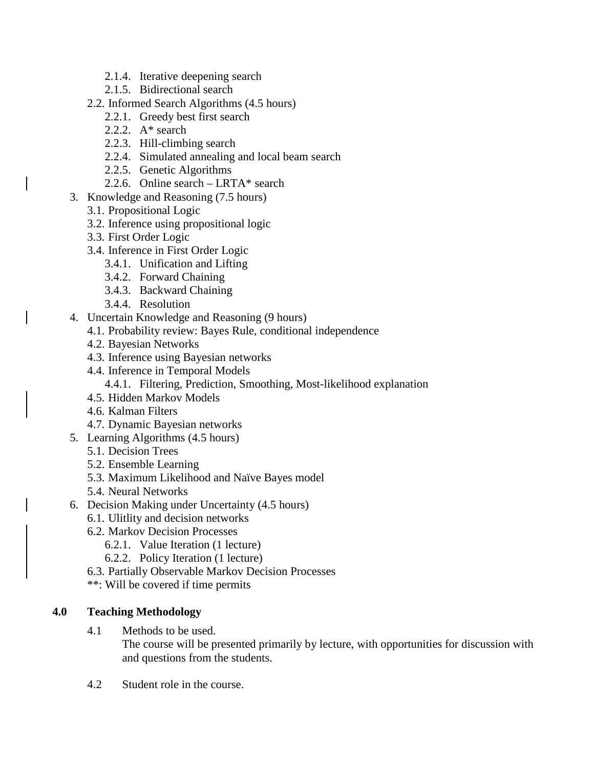- 2.1.4. Iterative deepening search
      - 2.1.5. Bidirectional search
   - 2.2. Informed Search Algorithms (4.5 hours)
      - 2.2.1. Greedy best first search
      - 2.2.2. A* search
      - 2.2.3. Hill-climbing search
      - 2.2.4. Simulated annealing and local beam search
      - 2.2.5. Genetic Algorithms
      - 2.2.6. Online search – LRTA* search
3. Knowledge and Reasoning (7.5 hours)
   - 3.1. Propositional Logic
   - 3.2. Inference using propositional logic
   - 3.3. First Order Logic
   - 3.4. Inference in First Order Logic
      - 3.4.1. Unification and Lifting
      - 3.4.2. Forward Chaining
      - 3.4.3. Backward Chaining
      - 3.4.4. Resolution
4. Uncertain Knowledge and Reasoning (9 hours)
   - 4.1. Probability review: Bayes Rule, conditional independence
   - 4.2. Bayesian Networks
   - 4.3. Inference using Bayesian networks
   - 4.4. Inference in Temporal Models
      - 4.4.1. Filtering, Prediction, Smoothing, Most-likelihood explanation
   - 4.5. Hidden Markov Models
   - 4.6. Kalman Filters
   - 4.7. Dynamic Bayesian networks
5. Learning Algorithms (4.5 hours)
   - 5.1. Decision Trees
   - 5.2. Ensemble Learning
   - 5.3. Maximum Likelihood and Naïve Bayes model
   - 5.4. Neural Networks
6. Decision Making under Uncertainty (4.5 hours)
   - 6.1. Ulitlity and decision networks
   - 6.2. Markov Decision Processes
      - 6.2.1. Value Iteration (1 lecture)
      - 6.2.2. Policy Iteration (1 lecture)
   - 6.3. Partially Observable Markov Decision Processes
   
   **: Will be covered if time permits

## 4.0 Teaching Methodology

4.1 Methods to be used.

The course will be presented primarily by lecture, with opportunities for discussion with and questions from the students.

4.2 Student role in the course.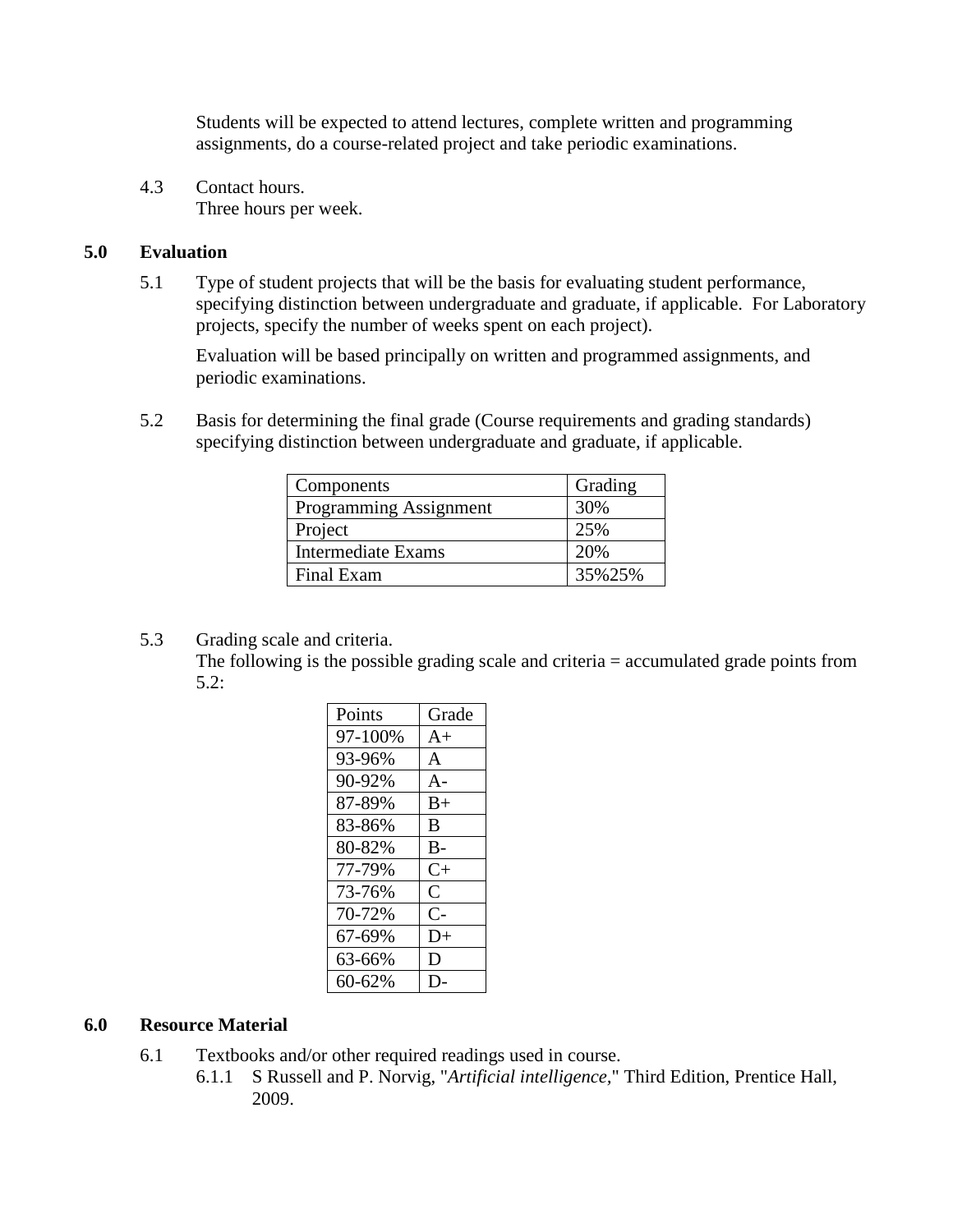Students will be expected to attend lectures, complete written and programming assignments, do a course-related project and take periodic examinations.

4.3 Contact hours.
Three hours per week.

## 5.0 Evaluation

5.1 Type of student projects that will be the basis for evaluating student performance, specifying distinction between undergraduate and graduate, if applicable. For Laboratory projects, specify the number of weeks spent on each project).

Evaluation will be based principally on written and programmed assignments, and periodic examinations.

5.2 Basis for determining the final grade (Course requirements and grading standards) specifying distinction between undergraduate and graduate, if applicable.

| Components | Grading |
|---|---|
| Programming Assignment | 30% |
| Project | 25% |
| Intermediate Exams | 20% |
| Final Exam | 35%25% |

5.3 Grading scale and criteria.
The following is the possible grading scale and criteria = accumulated grade points from 5.2:

| Points | Grade |
|---|---|
| 97-100% | A+ |
| 93-96% | A |
| 90-92% | A- |
| 87-89% | B+ |
| 83-86% | B |
| 80-82% | B- |
| 77-79% | C+ |
| 73-76% | C |
| 70-72% | C- |
| 67-69% | D+ |
| 63-66% | D |
| 60-62% | D- |

## 6.0 Resource Material

6.1 Textbooks and/or other required readings used in course.

6.1.1 S Russell and P. Norvig, "*Artificial intelligence*," Third Edition, Prentice Hall, 2009.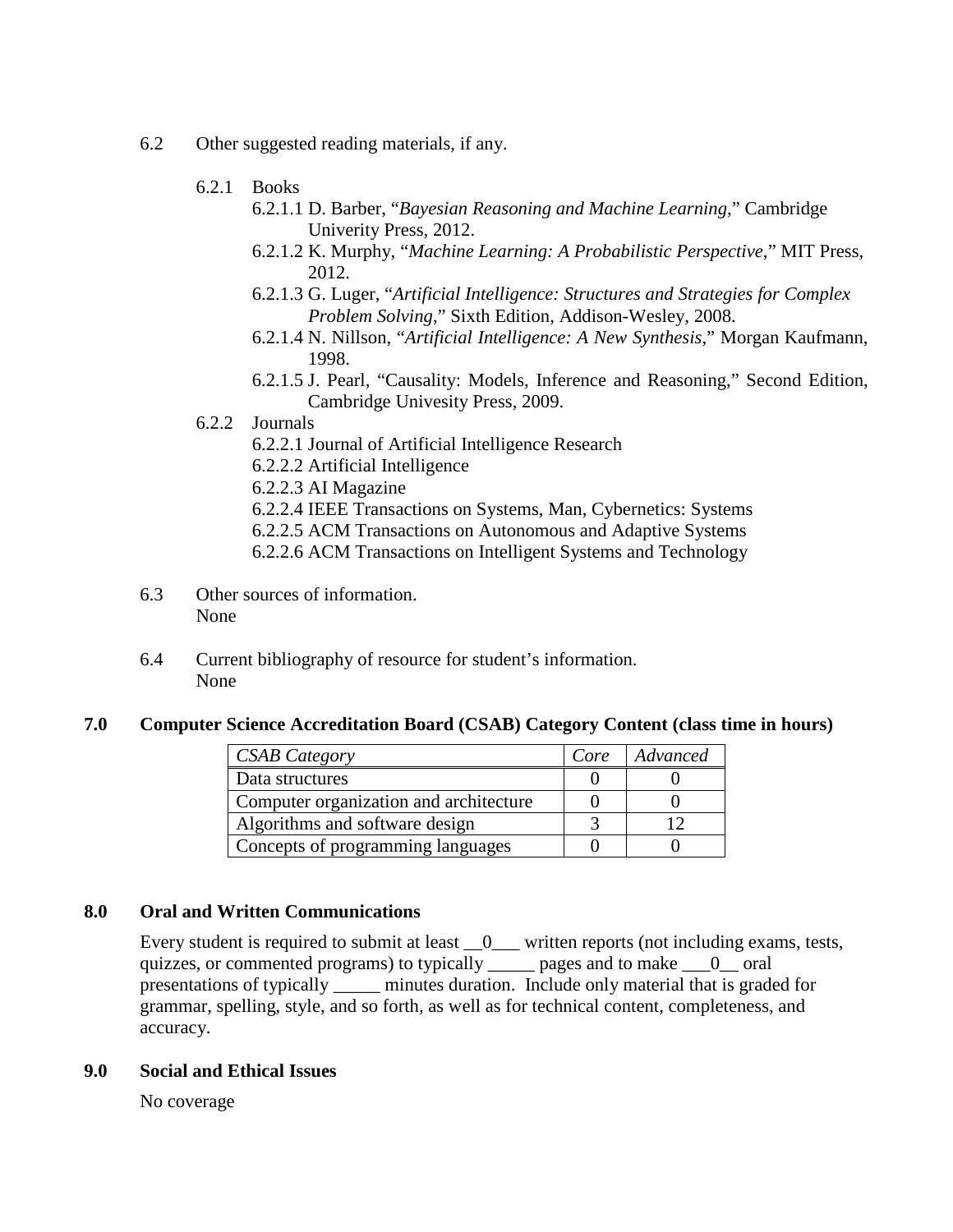6.2 Other suggested reading materials, if any.

6.2.1 Books

6.2.1.1 D. Barber, "*Bayesian Reasoning and Machine Learning*," Cambridge Univerity Press, 2012.

6.2.1.2 K. Murphy, "*Machine Learning: A Probabilistic Perspective*," MIT Press, 2012.

6.2.1.3 G. Luger, "*Artificial Intelligence: Structures and Strategies for Complex Problem Solving*," Sixth Edition, Addison-Wesley, 2008.

6.2.1.4 N. Nillson, "*Artificial Intelligence: A New Synthesis*," Morgan Kaufmann, 1998.

6.2.1.5 J. Pearl, "Causality: Models, Inference and Reasoning," Second Edition, Cambridge Univesity Press, 2009.

6.2.2 Journals

6.2.2.1 Journal of Artificial Intelligence Research

6.2.2.2 Artificial Intelligence

6.2.2.3 AI Magazine

6.2.2.4 IEEE Transactions on Systems, Man, Cybernetics: Systems

6.2.2.5 ACM Transactions on Autonomous and Adaptive Systems

6.2.2.6 ACM Transactions on Intelligent Systems and Technology

6.3 Other sources of information.
None

6.4 Current bibliography of resource for student's information.
None

## 7.0 Computer Science Accreditation Board (CSAB) Category Content (class time in hours)

| *CSAB Category* | *Core* | *Advanced* |
|---|---|---|
| Data structures | 0 | 0 |
| Computer organization and architecture | 0 | 0 |
| Algorithms and software design | 3 | 12 |
| Concepts of programming languages | 0 | 0 |

## 8.0 Oral and Written Communications

Every student is required to submit at least __0___ written reports (not including exams, tests, quizzes, or commented programs) to typically _____ pages and to make ___0__ oral presentations of typically _____ minutes duration. Include only material that is graded for grammar, spelling, style, and so forth, as well as for technical content, completeness, and accuracy.

## 9.0 Social and Ethical Issues

No coverage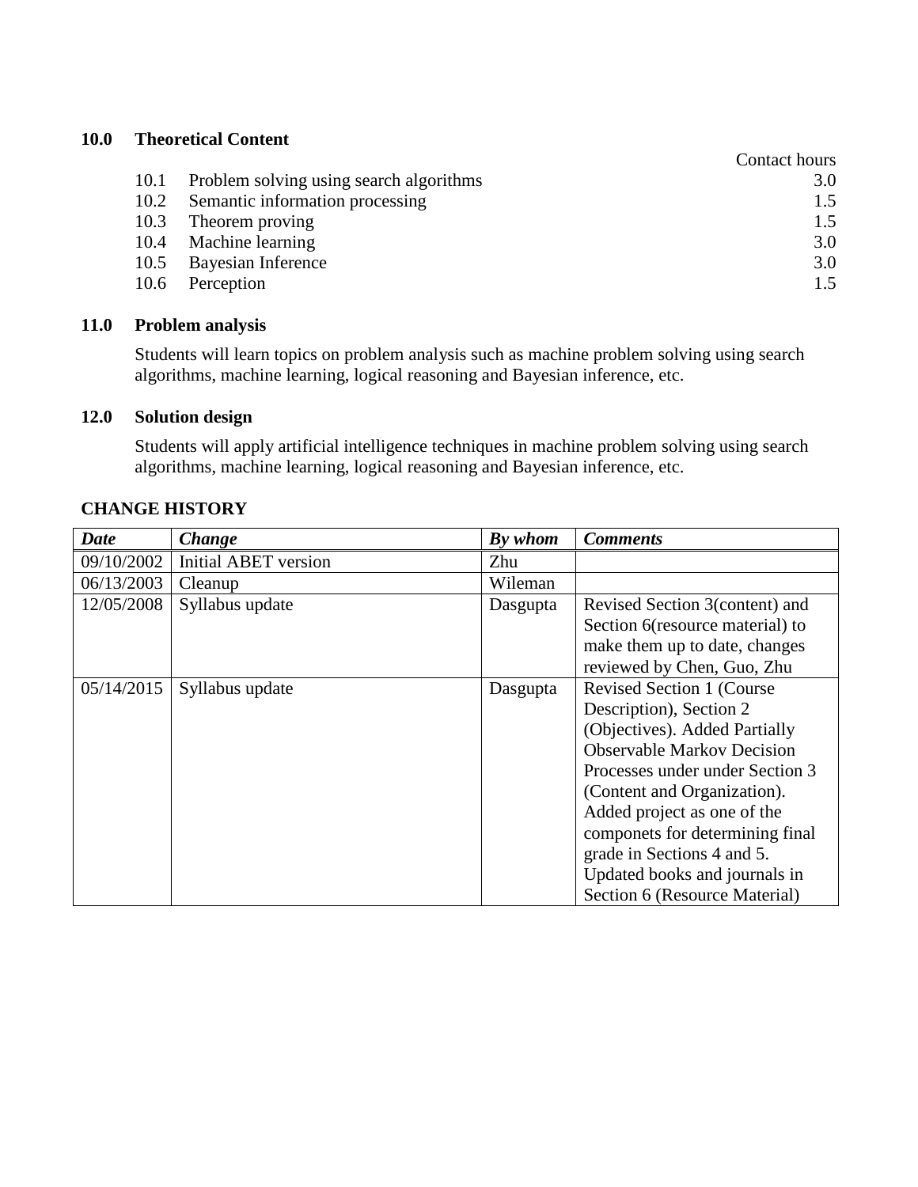## 10.0 Theoretical Content

| | | Contact hours |
|---|---|---|
| 10.1 | Problem solving using search algorithms | 3.0 |
| 10.2 | Semantic information processing | 1.5 |
| 10.3 | Theorem proving | 1.5 |
| 10.4 | Machine learning | 3.0 |
| 10.5 | Bayesian Inference | 3.0 |
| 10.6 | Perception | 1.5 |

## 11.0 Problem analysis

Students will learn topics on problem analysis such as machine problem solving using search algorithms, machine learning, logical reasoning and Bayesian inference, etc.

## 12.0 Solution design

Students will apply artificial intelligence techniques in machine problem solving using search algorithms, machine learning, logical reasoning and Bayesian inference, etc.

## CHANGE HISTORY

| *Date* | *Change* | *By whom* | *Comments* |
|---|---|---|---|
| 09/10/2002 | Initial ABET version | Zhu | |
| 06/13/2003 | Cleanup | Wileman | |
| 12/05/2008 | Syllabus update | Dasgupta | Revised Section 3(content) and Section 6(resource material) to make them up to date, changes reviewed by Chen, Guo, Zhu |
| 05/14/2015 | Syllabus update | Dasgupta | Revised Section 1 (Course Description), Section 2 (Objectives). Added Partially Observable Markov Decision Processes under under Section 3 (Content and Organization). Added project as one of the componets for determining final grade in Sections 4 and 5. Updated books and journals in Section 6 (Resource Material) |